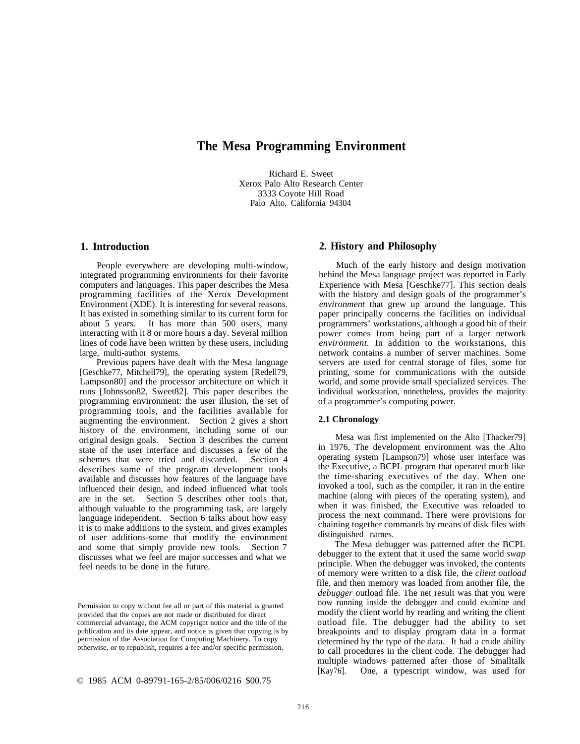# The Mesa Programming Environment

Richard E. Sweet
Xerox Palo Alto Research Center
3333 Coyote Hill Road
Palo Alto, California 94304

## 1. Introduction

People everywhere are developing multi-window, integrated programming environments for their favorite computers and languages. This paper describes the Mesa programming facilities of the Xerox Development Environment (XDE). It is interesting for several reasons. It has existed in something similar to its current form for about 5 years. It has more than 500 users, many interacting with it 8 or more hours a day. Several million lines of code have been written by these users, including large, multi-author systems.

Previous papers have dealt with the Mesa language [Geschke77, Mitchell79], the operating system [Redell79, Lampson80] and the processor architecture on which it runs [Johnsson82, Sweet82]. This paper describes the programming environment: the user illusion, the set of programming tools, and the facilities available for augmenting the environment. Section 2 gives a short history of the environment, including some of our original design goals. Section 3 describes the current state of the user interface and discusses a few of the schemes that were tried and discarded. Section 4 describes some of the program development tools available and discusses how features of the language have influenced their design, and indeed influenced what tools are in the set. Section 5 describes other tools that, although valuable to the programming task, are largely language independent. Section 6 talks about how easy it is to make additions to the system, and gives examples of user additions-some that modify the environment and some that simply provide new tools. Section 7 discusses what we feel are major successes and what we feel needs to be done in the future.

Permission to copy without fee all or part of this material is granted provided that the copies are not made or distributed for direct commercial advantage, the ACM copyright notice and the title of the publication and its date appear, and notice is given that copying is by permission of the Association for Computing Machinery. To copy otherwise, or to republish, requires a fee and/or specific permission.

© 1985 ACM 0-89791-165-2/85/006/0216 $00.75

## 2. History and Philosophy

Much of the early history and design motivation behind the Mesa language project was reported in Early Experience with Mesa [Geschke77]. This section deals with the history and design goals of the programmer's *environment* that grew up around the language. This paper principally concerns the facilities on individual programmers' workstations, although a good bit of their power comes from being part of a larger network *environment*. In addition to the workstations, this network contains a number of server machines. Some servers are used for central storage of files, some for printing, some for communications with the outside world, and some provide small specialized services. The individual workstation, nonetheless, provides the majority of a programmer's computing power.

### 2.1 Chronology

Mesa was first implemented on the Alto [Thacker79] in 1976. The development environment was the Alto operating system [Lampson79] whose user interface was the Executive, a BCPL program that operated much like the time-sharing executives of the day. When one invoked a tool, such as the compiler, it ran in the entire machine (along with pieces of the operating system), and when it was finished, the Executive was reloaded to process the next command. There were provisions for chaining together commands by means of disk files with distinguished names.

The Mesa debugger was patterned after the BCPL debugger to the extent that it used the same world *swap* principle. When the debugger was invoked, the contents of memory were written to a disk file, the *client outload* file, and then memory was loaded from another file, the *debugger* outload file. The net result was that you were now running inside the debugger and could examine and modify the client world by reading and writing the client outload file. The debugger had the ability to set breakpoints and to display program data in a format determined by the type of the data. It had a crude ability to call procedures in the client code. The debugger had multiple windows patterned after those of Smalltalk [Kay76]. One, a typescript window, was used for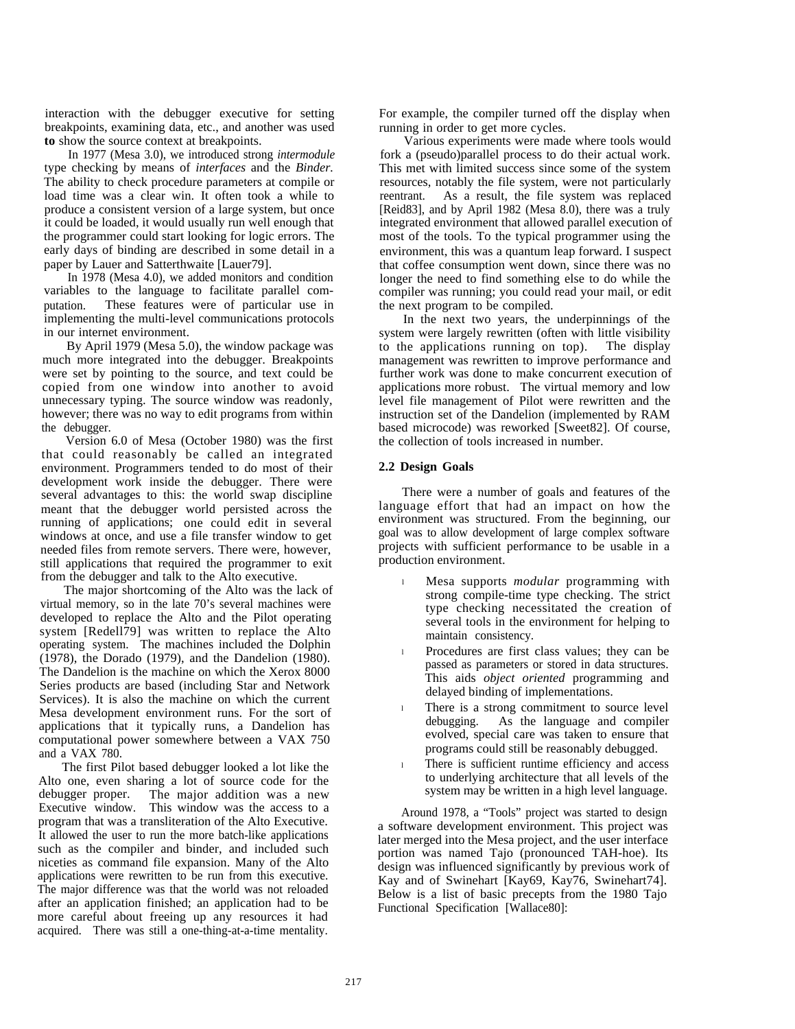interaction with the debugger executive for setting breakpoints, examining data, etc., and another was used **to** show the source context at breakpoints.

In 1977 (Mesa 3.0), we introduced strong *intermodule* type checking by means of *interfaces* and the *Binder*. The ability to check procedure parameters at compile or load time was a clear win. It often took a while to produce a consistent version of a large system, but once it could be loaded, it would usually run well enough that the programmer could start looking for logic errors. The early days of binding are described in some detail in a paper by Lauer and Satterthwaite [Lauer79].

In 1978 (Mesa 4.0), we added monitors and condition variables to the language to facilitate parallel computation. These features were of particular use in implementing the multi-level communications protocols in our internet environment.

By April 1979 (Mesa 5.0), the window package was much more integrated into the debugger. Breakpoints were set by pointing to the source, and text could be copied from one window into another to avoid unnecessary typing. The source window was readonly, however; there was no way to edit programs from within the debugger.

Version 6.0 of Mesa (October 1980) was the first that could reasonably be called an integrated environment. Programmers tended to do most of their development work inside the debugger. There were several advantages to this: the world swap discipline meant that the debugger world persisted across the running of applications; one could edit in several windows at once, and use a file transfer window to get needed files from remote servers. There were, however, still applications that required the programmer to exit from the debugger and talk to the Alto executive.

The major shortcoming of the Alto was the lack of virtual memory, so in the late 70's several machines were developed to replace the Alto and the Pilot operating system [Redell79] was written to replace the Alto operating system. The machines included the Dolphin (1978), the Dorado (1979), and the Dandelion (1980). The Dandelion is the machine on which the Xerox 8000 Series products are based (including Star and Network Services). It is also the machine on which the current Mesa development environment runs. For the sort of applications that it typically runs, a Dandelion has computational power somewhere between a VAX 750 and a VAX 780.

The first Pilot based debugger looked a lot like the Alto one, even sharing a lot of source code for the debugger proper. The major addition was a new Executive window. This window was the access to a program that was a transliteration of the Alto Executive. It allowed the user to run the more batch-like applications such as the compiler and binder, and included such niceties as command file expansion. Many of the Alto applications were rewritten to be run from this executive. The major difference was that the world was not reloaded after an application finished; an application had to be more careful about freeing up any resources it had acquired. There was still a one-thing-at-a-time mentality. For example, the compiler turned off the display when running in order to get more cycles.

Various experiments were made where tools would fork a (pseudo)parallel process to do their actual work. This met with limited success since some of the system resources, notably the file system, were not particularly reentrant. As a result, the file system was replaced [Reid83], and by April 1982 (Mesa 8.0), there was a truly integrated environment that allowed parallel execution of most of the tools. To the typical programmer using the environment, this was a quantum leap forward. I suspect that coffee consumption went down, since there was no longer the need to find something else to do while the compiler was running; you could read your mail, or edit the next program to be compiled.

In the next two years, the underpinnings of the system were largely rewritten (often with little visibility to the applications running on top). The display management was rewritten to improve performance and further work was done to make concurrent execution of applications more robust. The virtual memory and low level file management of Pilot were rewritten and the instruction set of the Dandelion (implemented by RAM based microcode) was reworked [Sweet82]. Of course, the collection of tools increased in number.

## 2.2 Design Goals

There were a number of goals and features of the language effort that had an impact on how the environment was structured. From the beginning, our goal was to allow development of large complex software projects with sufficient performance to be usable in a production environment.

- Mesa supports *modular* programming with strong compile-time type checking. The strict type checking necessitated the creation of several tools in the environment for helping to maintain consistency.
- Procedures are first class values; they can be passed as parameters or stored in data structures. This aids *object oriented* programming and delayed binding of implementations.
- There is a strong commitment to source level debugging. As the language and compiler evolved, special care was taken to ensure that programs could still be reasonably debugged.
- There is sufficient runtime efficiency and access to underlying architecture that all levels of the system may be written in a high level language.

Around 1978, a "Tools" project was started to design a software development environment. This project was later merged into the Mesa project, and the user interface portion was named Tajo (pronounced TAH-hoe). Its design was influenced significantly by previous work of Kay and of Swinehart [Kay69, Kay76, Swinehart74]. Below is a list of basic precepts from the 1980 Tajo Functional Specification [Wallace80]: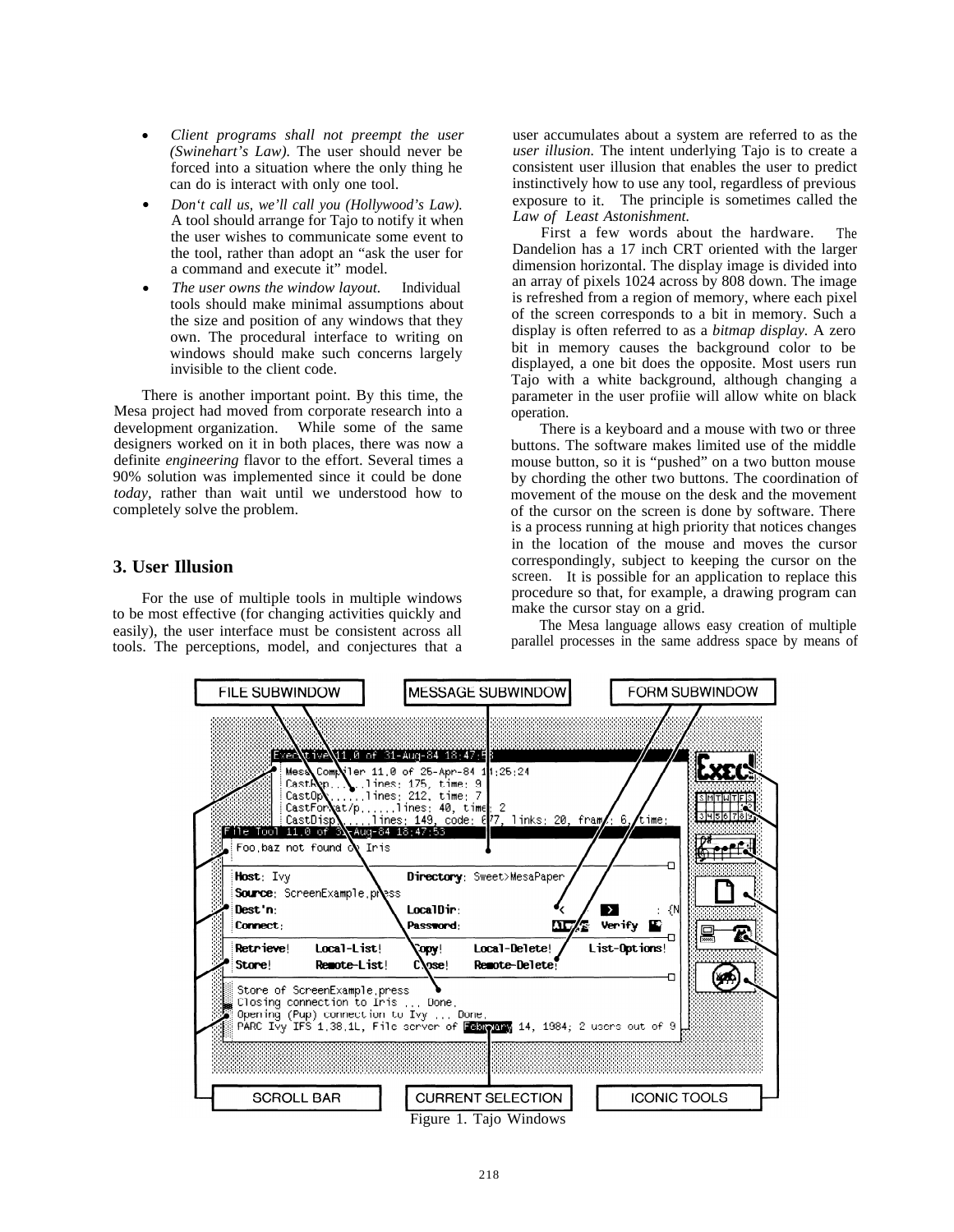- *Client programs shall not preempt the user (Swinehart's Law).* The user should never be forced into a situation where the only thing he can do is interact with only one tool.
- *Don't call us, we'll call you (Hollywood's Law).* A tool should arrange for Tajo to notify it when the user wishes to communicate some event to the tool, rather than adopt an "ask the user for a command and execute it" model.
- *The user owns the window layout.* Individual tools should make minimal assumptions about the size and position of any windows that they own. The procedural interface to writing on windows should make such concerns largely invisible to the client code.

There is another important point. By this time, the Mesa project had moved from corporate research into a development organization. While some of the same designers worked on it in both places, there was now a definite *engineering* flavor to the effort. Several times a 90% solution was implemented since it could be done *today*, rather than wait until we understood how to completely solve the problem.

## 3. User Illusion

For the use of multiple tools in multiple windows to be most effective (for changing activities quickly and easily), the user interface must be consistent across all tools. The perceptions, model, and conjectures that a user accumulates about a system are referred to as the *user illusion.* The intent underlying Tajo is to create a consistent user illusion that enables the user to predict instinctively how to use any tool, regardless of previous exposure to it. The principle is sometimes called the *Law of Least Astonishment.*

First a few words about the hardware. The Dandelion has a 17 inch CRT oriented with the larger dimension horizontal. The display image is divided into an array of pixels 1024 across by 808 down. The image is refreshed from a region of memory, where each pixel of the screen corresponds to a bit in memory. Such a display is often referred to as a *bitmap display.* A zero bit in memory causes the background color to be displayed, a one bit does the opposite. Most users run Tajo with a white background, although changing a parameter in the user profiie will allow white on black operation.

There is a keyboard and a mouse with two or three buttons. The software makes limited use of the middle mouse button, so it is "pushed" on a two button mouse by chording the other two buttons. The coordination of movement of the mouse on the desk and the movement of the cursor on the screen is done by software. There is a process running at high priority that notices changes in the location of the mouse and moves the cursor correspondingly, subject to keeping the cursor on the screen. It is possible for an application to replace this procedure so that, for example, a drawing program can make the cursor stay on a grid.

The Mesa language allows easy creation of multiple parallel processes in the same address space by means of

Figure 1. Tajo Windows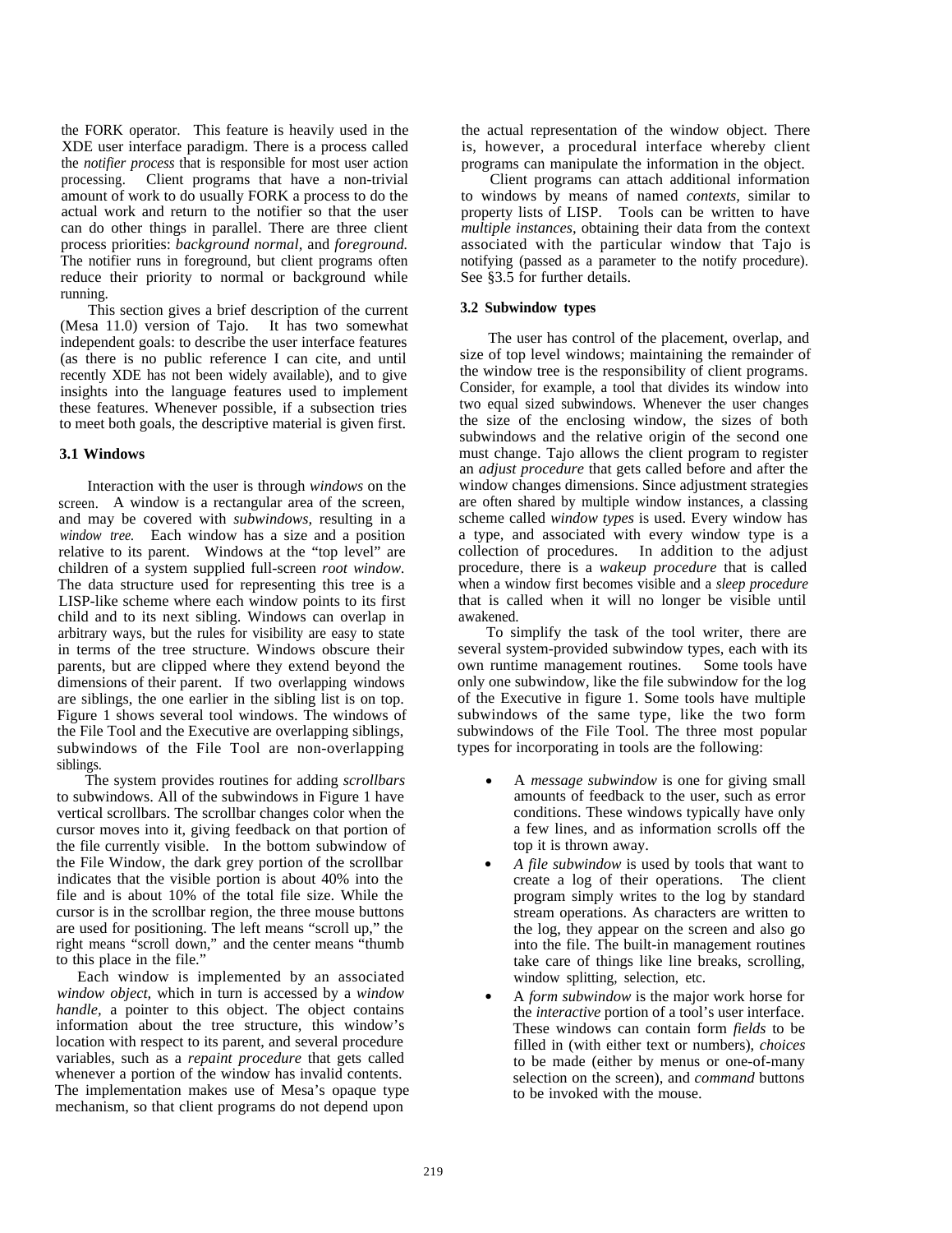the FORK operator. This feature is heavily used in the XDE user interface paradigm. There is a process called the *notifier process* that is responsible for most user action processing. Client programs that have a non-trivial amount of work to do usually FORK a process to do the actual work and return to the notifier so that the user can do other things in parallel. There are three client process priorities: *background normal,* and *foreground.* The notifier runs in foreground, but client programs often reduce their priority to normal or background while running.

This section gives a brief description of the current (Mesa 11.0) version of Tajo. It has two somewhat independent goals: to describe the user interface features (as there is no public reference I can cite, and until recently XDE has not been widely available), and to give insights into the language features used to implement these features. Whenever possible, if a subsection tries to meet both goals, the descriptive material is given first.

### 3.1 Windows

Interaction with the user is through *windows* on the screen. A window is a rectangular area of the screen, and may be covered with *subwindows,* resulting in a *window tree.* Each window has a size and a position relative to its parent. Windows at the "top level" are children of a system supplied full-screen *root window.* The data structure used for representing this tree is a LISP-like scheme where each window points to its first child and to its next sibling. Windows can overlap in arbitrary ways, but the rules for visibility are easy to state in terms of the tree structure. Windows obscure their parents, but are clipped where they extend beyond the dimensions of their parent. If two overlapping windows are siblings, the one earlier in the sibling list is on top. Figure 1 shows several tool windows. The windows of the File Tool and the Executive are overlapping siblings, subwindows of the File Tool are non-overlapping siblings.

The system provides routines for adding *scrollbars* to subwindows. All of the subwindows in Figure 1 have vertical scrollbars. The scrollbar changes color when the cursor moves into it, giving feedback on that portion of the file currently visible. In the bottom subwindow of the File Window, the dark grey portion of the scrollbar indicates that the visible portion is about 40% into the file and is about 10% of the total file size. While the cursor is in the scrollbar region, the three mouse buttons are used for positioning. The left means "scroll up," the right means "scroll down," and the center means "thumb to this place in the file."

Each window is implemented by an associated *window object,* which in turn is accessed by a *window handle,* a pointer to this object. The object contains information about the tree structure, this window's location with respect to its parent, and several procedure variables, such as a *repaint procedure* that gets called whenever a portion of the window has invalid contents. The implementation makes use of Mesa's opaque type mechanism, so that client programs do not depend upon the actual representation of the window object. There is, however, a procedural interface whereby client programs can manipulate the information in the object.

Client programs can attach additional information to windows by means of named *contexts,* similar to property lists of LISP. Tools can be written to have *multiple instances,* obtaining their data from the context associated with the particular window that Tajo is notifying (passed as a parameter to the notify procedure). See §3.5 for further details.

### 3.2 Subwindow types

The user has control of the placement, overlap, and size of top level windows; maintaining the remainder of the window tree is the responsibility of client programs. Consider, for example, a tool that divides its window into two equal sized subwindows. Whenever the user changes the size of the enclosing window, the sizes of both subwindows and the relative origin of the second one must change. Tajo allows the client program to register an *adjust procedure* that gets called before and after the window changes dimensions. Since adjustment strategies are often shared by multiple window instances, a classing scheme called *window types* is used. Every window has a type, and associated with every window type is a collection of procedures. In addition to the adjust procedure, there is a *wakeup procedure* that is called when a window first becomes visible and a *sleep procedure* that is called when it will no longer be visible until awakened.

To simplify the task of the tool writer, there are several system-provided subwindow types, each with its own runtime management routines. Some tools have only one subwindow, like the file subwindow for the log of the Executive in figure 1. Some tools have multiple subwindows of the same type, like the two form subwindows of the File Tool. The three most popular types for incorporating in tools are the following:

- A *message subwindow* is one for giving small amounts of feedback to the user, such as error conditions. These windows typically have only a few lines, and as information scrolls off the top it is thrown away.
- *A file subwindow* is used by tools that want to create a log of their operations. The client program simply writes to the log by standard stream operations. As characters are written to the log, they appear on the screen and also go into the file. The built-in management routines take care of things like line breaks, scrolling, window splitting, selection, etc.
- A *form subwindow* is the major work horse for the *interactive* portion of a tool's user interface. These windows can contain form *fields* to be filled in (with either text or numbers), *choices* to be made (either by menus or one-of-many selection on the screen), and *command* buttons to be invoked with the mouse.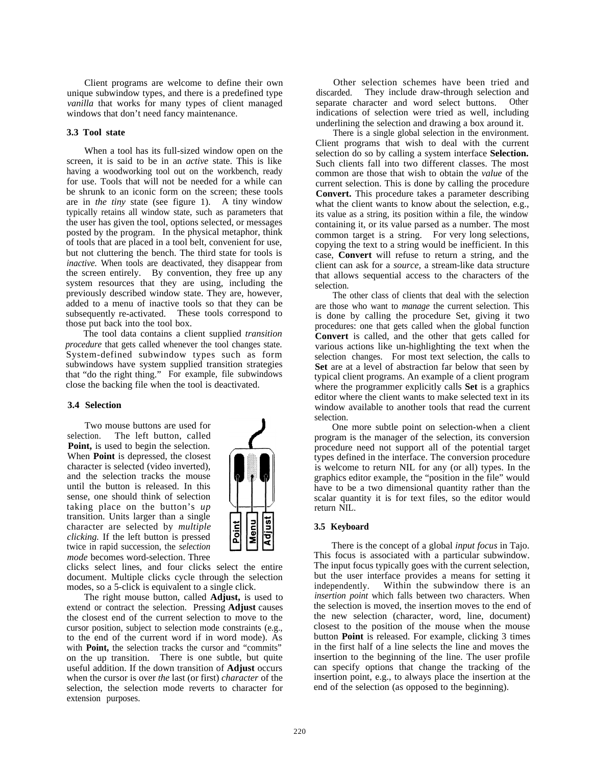Client programs are welcome to define their own unique subwindow types, and there is a predefined type *vanilla* that works for many types of client managed windows that don't need fancy maintenance.

### 3.3 Tool state

When a tool has its full-sized window open on the screen, it is said to be in an *active* state. This is like having a woodworking tool out on the workbench, ready for use. Tools that will not be needed for a while can be shrunk to an iconic form on the screen; these tools are in *the tiny* state (see figure 1). A tiny window typically retains all window state, such as parameters that the user has given the tool, options selected, or messages posted by the program. In the physical metaphor, think of tools that are placed in a tool belt, convenient for use, but not cluttering the bench. The third state for tools is *inactive.* When tools are deactivated, they disappear from the screen entirely. By convention, they free up any system resources that they are using, including the previously described window state. They are, however, added to a menu of inactive tools so that they can be subsequently re-activated. These tools correspond to those put back into the tool box.

The tool data contains a client supplied *transition procedure* that gets called whenever the tool changes state. System-defined subwindow types such as form subwindows have system supplied transition strategies that "do the right thing." For example, file subwindows close the backing file when the tool is deactivated.

### 3.4 Selection

Two mouse buttons are used for selection. The left button, called **Point,** is used to begin the selection. When **Point** is depressed, the closest character is selected (video inverted), and the selection tracks the mouse until the button is released. In this sense, one should think of selection taking place on the button's *up* transition. Units larger than a single character are selected by *multiple clicking.* If the left button is pressed twice in rapid succession, the *selection mode* becomes word-selection. Three clicks select lines, and four clicks select the entire document. Multiple clicks cycle through the selection modes, so a 5-click is equivalent to a single click.

Point Menu Adjust

The right mouse button, called **Adjust,** is used to extend or contract the selection. Pressing **Adjust** causes the closest end of the current selection to move to the cursor position, subject to selection mode constraints (e.g., to the end of the current word if in word mode). As with **Point,** the selection tracks the cursor and "commits" on the up transition. There is one subtle, but quite useful addition. If the down transition of **Adjust** occurs when the cursor is over *the* last (or first) *character* of the selection, the selection mode reverts to character for extension purposes.

Other selection schemes have been tried and discarded. They include draw-through selection and separate character and word select buttons. Other indications of selection were tried as well, including underlining the selection and drawing a box around it.

There is a single global selection in the environment. Client programs that wish to deal with the current selection do so by calling a system interface **Selection.** Such clients fall into two different classes. The most common are those that wish to obtain the *value* of the current selection. This is done by calling the procedure **Convert.** This procedure takes a parameter describing what the client wants to know about the selection, e.g., its value as a string, its position within a file, the window containing it, or its value parsed as a number. The most common target is a string. For very long selections, copying the text to a string would be inefficient. In this case, **Convert** will refuse to return a string, and the client can ask for a *source,* a stream-like data structure that allows sequential access to the characters of the selection.

The other class of clients that deal with the selection are those who want to *manage* the current selection. This is done by calling the procedure Set, giving it two procedures: one that gets called when the global function **Convert** is called, and the other that gets called for various actions like un-highlighting the text when the selection changes. For most text selection, the calls to **Set** are at a level of abstraction far below that seen by typical client programs. An example of a client program where the programmer explicitly calls **Set** is a graphics editor where the client wants to make selected text in its window available to another tools that read the current selection.

One more subtle point on selection-when a client program is the manager of the selection, its conversion procedure need not support all of the potential target types defined in the interface. The conversion procedure is welcome to return NIL for any (or all) types. In the graphics editor example, the "position in the file" would have to be a two dimensional quantity rather than the scalar quantity it is for text files, so the editor would return NIL.

### 3.5 Keyboard

There is the concept of a global *input focus* in Tajo. This focus is associated with a particular subwindow. The input focus typically goes with the current selection, but the user interface provides a means for setting it independently. Within the subwindow there is an *insertion point* which falls between two characters. When the selection is moved, the insertion moves to the end of the new selection (character, word, line, document) closest to the position of the mouse when the mouse button **Point** is released. For example, clicking 3 times in the first half of a line selects the line and moves the insertion to the beginning of the line. The user profile can specify options that change the tracking of the insertion point, e.g., to always place the insertion at the end of the selection (as opposed to the beginning).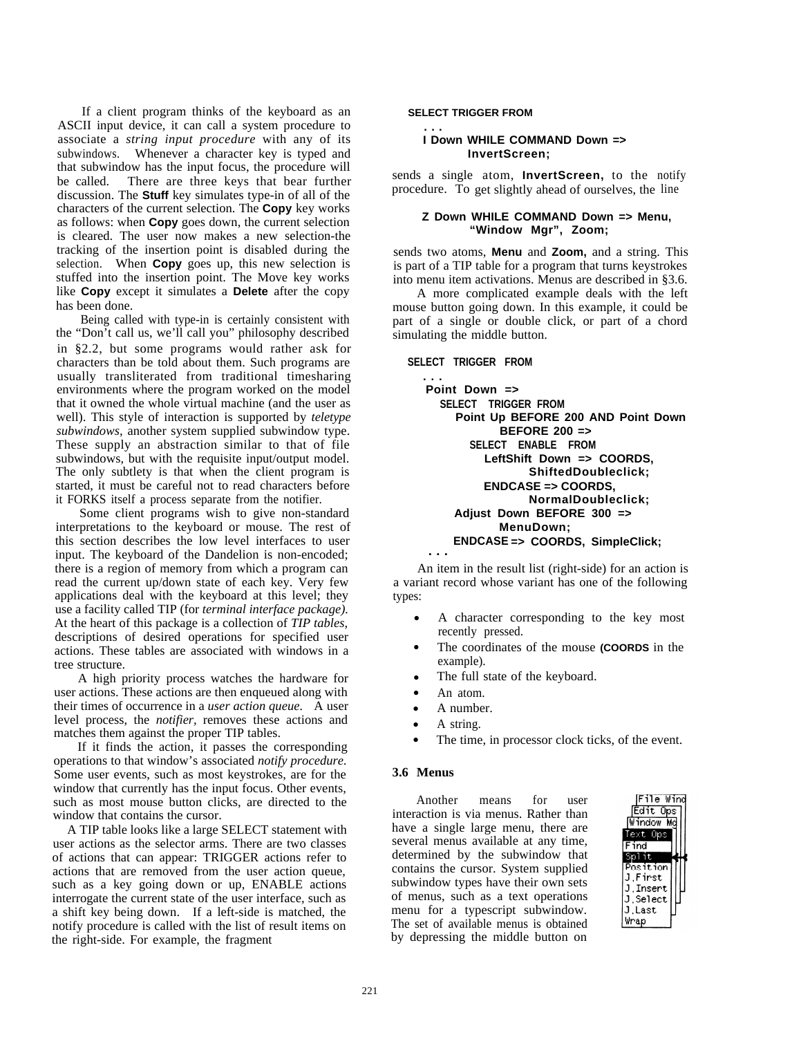If a client program thinks of the keyboard as an ASCII input device, it can call a system procedure to associate a *string input procedure* with any of its subwindows. Whenever a character key is typed and that subwindow has the input focus, the procedure will be called. There are three keys that bear further discussion. The **Stuff** key simulates type-in of all of the characters of the current selection. The **Copy** key works as follows: when **Copy** goes down, the current selection is cleared. The user now makes a new selection-the tracking of the insertion point is disabled during the selection. When **Copy** goes up, this new selection is stuffed into the insertion point. The Move key works like **Copy** except it simulates a **Delete** after the copy has been done.

Being called with type-in is certainly consistent with the "Don't call us, we'll call you" philosophy described in §2.2, but some programs would rather ask for characters than be told about them. Such programs are usually transliterated from traditional timesharing environments where the program worked on the model that it owned the whole virtual machine (and the user as well). This style of interaction is supported by *teletype subwindows,* another system supplied subwindow type. These supply an abstraction similar to that of file subwindows, but with the requisite input/output model. The only subtlety is that when the client program is started, it must be careful not to read characters before it FORKS itself a process separate from the notifier.

Some client programs wish to give non-standard interpretations to the keyboard or mouse. The rest of this section describes the low level interfaces to user input. The keyboard of the Dandelion is non-encoded; there is a region of memory from which a program can read the current up/down state of each key. Very few applications deal with the keyboard at this level; they use a facility called TIP (for *terminal interface package).* At the heart of this package is a collection of *TIP tables,* descriptions of desired operations for specified user actions. These tables are associated with windows in a tree structure.

A high priority process watches the hardware for user actions. These actions are then enqueued along with their times of occurrence in a *user action queue.* A user level process, the *notifier,* removes these actions and matches them against the proper TIP tables.

If it finds the action, it passes the corresponding operations to that window's associated *notify procedure.* Some user events, such as most keystrokes, are for the window that currently has the input focus. Other events, such as most mouse button clicks, are directed to the window that contains the cursor.

A TIP table looks like a large SELECT statement with user actions as the selector arms. There are two classes of actions that can appear: TRIGGER actions refer to actions that are removed from the user action queue, such as a key going down or up, ENABLE actions interrogate the current state of the user interface, such as a shift key being down. If a left-side is matched, the notify procedure is called with the list of result items on the right-side. For example, the fragment

```
SELECT TRIGGER FROM
  . . .
  I Down WHILE COMMAND Down =>
        InvertScreen;
```

sends a single atom, **InvertScreen,** to the notify procedure. To get slightly ahead of ourselves, the line

```
  Z Down WHILE COMMAND Down => Menu,
        "Window Mgr", Zoom;
```

sends two atoms, **Menu** and **Zoom,** and a string. This is part of a TIP table for a program that turns keystrokes into menu item activations. Menus are described in §3.6.

A more complicated example deals with the left mouse button going down. In this example, it could be part of a single or double click, or part of a chord simulating the middle button.

```
SELECT TRIGGER FROM
  . . .
  Point Down =>
    SELECT TRIGGER FROM
      Point Up BEFORE 200 AND Point Down
            BEFORE 200 =>
        SELECT ENABLE FROM
          LeftShift Down => COORDS,
                ShiftedDoubleclick;
          ENDCASE => COORDS,
                NormalDoubleclick;
      Adjust Down BEFORE 300 =>
            MenuDown;
      ENDCASE => COORDS, SimpleClick;
  . . .
```

An item in the result list (right-side) for an action is a variant record whose variant has one of the following types:

- A character corresponding to the key most recently pressed.
- The coordinates of the mouse **(COORDS** in the example).
- The full state of the keyboard.
- An atom.
- A number.
- A string.
- The time, in processor clock ticks, of the event.

### 3.6 Menus

Another means for user interaction is via menus. Rather than have a single large menu, there are several menus available at any time, determined by the subwindow that contains the cursor. System supplied subwindow types have their own sets of menus, such as a text operations menu for a typescript subwindow. The set of available menus is obtained by depressing the middle button on

File Wind
Edit Ops
Window Mg
Text Ops
Find
Split
Position
J.First
J.Insert
J.Select
J.Last
Wrap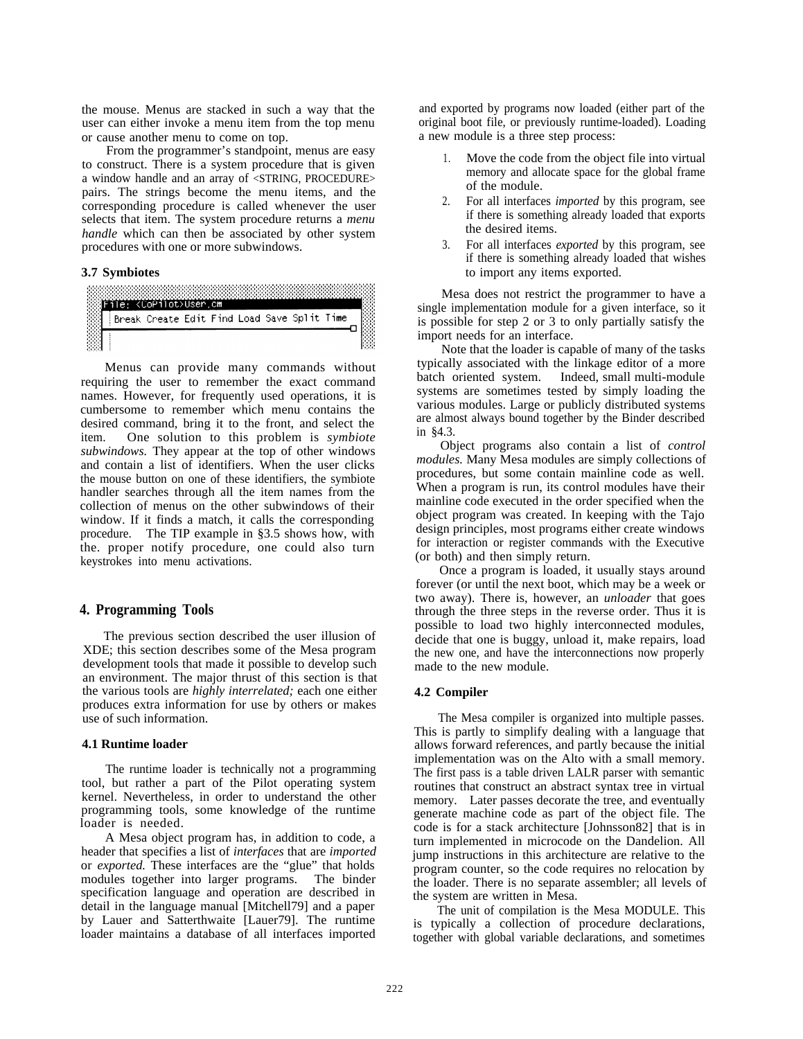the mouse. Menus are stacked in such a way that the user can either invoke a menu item from the top menu or cause another menu to come on top.

From the programmer's standpoint, menus are easy to construct. There is a system procedure that is given a window handle and an array of <STRING, PROCEDURE> pairs. The strings become the menu items, and the corresponding procedure is called whenever the user selects that item. The system procedure returns a *menu handle* which can then be associated by other system procedures with one or more subwindows.

### 3.7 Symbiotes

```
File: <CoPilot>User.cm
 Break Create Edit Find Load Save Split Time
```

Menus can provide many commands without requiring the user to remember the exact command names. However, for frequently used operations, it is cumbersome to remember which menu contains the desired command, bring it to the front, and select the item. One solution to this problem is *symbiote subwindows.* They appear at the top of other windows and contain a list of identifiers. When the user clicks the mouse button on one of these identifiers, the symbiote handler searches through all the item names from the collection of menus on the other subwindows of their window. If it finds a match, it calls the corresponding procedure. The TIP example in §3.5 shows how, with the. proper notify procedure, one could also turn keystrokes into menu activations.

## 4. Programming Tools

The previous section described the user illusion of XDE; this section describes some of the Mesa program development tools that made it possible to develop such an environment. The major thrust of this section is that the various tools are *highly interrelated;* each one either produces extra information for use by others or makes use of such information.

### 4.1 Runtime loader

The runtime loader is technically not a programming tool, but rather a part of the Pilot operating system kernel. Nevertheless, in order to understand the other programming tools, some knowledge of the runtime loader is needed.

A Mesa object program has, in addition to code, a header that specifies a list of *interfaces* that are *imported* or *exported.* These interfaces are the "glue" that holds modules together into larger programs. The binder specification language and operation are described in detail in the language manual [Mitchell79] and a paper by Lauer and Satterthwaite [Lauer79]. The runtime loader maintains a database of all interfaces imported and exported by programs now loaded (either part of the original boot file, or previously runtime-loaded). Loading a new module is a three step process:

1. Move the code from the object file into virtual memory and allocate space for the global frame of the module.
2. For all interfaces *imported* by this program, see if there is something already loaded that exports the desired items.
3. For all interfaces *exported* by this program, see if there is something already loaded that wishes to import any items exported.

Mesa does not restrict the programmer to have a single implementation module for a given interface, so it is possible for step 2 or 3 to only partially satisfy the import needs for an interface.

Note that the loader is capable of many of the tasks typically associated with the linkage editor of a more batch oriented system. Indeed, small multi-module systems are sometimes tested by simply loading the various modules. Large or publicly distributed systems are almost always bound together by the Binder described in §4.3.

Object programs also contain a list of *control modules.* Many Mesa modules are simply collections of procedures, but some contain mainline code as well. When a program is run, its control modules have their mainline code executed in the order specified when the object program was created. In keeping with the Tajo design principles, most programs either create windows for interaction or register commands with the Executive (or both) and then simply return.

Once a program is loaded, it usually stays around forever (or until the next boot, which may be a week or two away). There is, however, an *unloader* that goes through the three steps in the reverse order. Thus it is possible to load two highly interconnected modules, decide that one is buggy, unload it, make repairs, load the new one, and have the interconnections now properly made to the new module.

### 4.2 Compiler

The Mesa compiler is organized into multiple passes. This is partly to simplify dealing with a language that allows forward references, and partly because the initial implementation was on the Alto with a small memory. The first pass is a table driven LALR parser with semantic routines that construct an abstract syntax tree in virtual memory. Later passes decorate the tree, and eventually generate machine code as part of the object file. The code is for a stack architecture [Johnsson82] that is in turn implemented in microcode on the Dandelion. All jump instructions in this architecture are relative to the program counter, so the code requires no relocation by the loader. There is no separate assembler; all levels of the system are written in Mesa.

The unit of compilation is the Mesa MODULE. This is typically a collection of procedure declarations, together with global variable declarations, and sometimes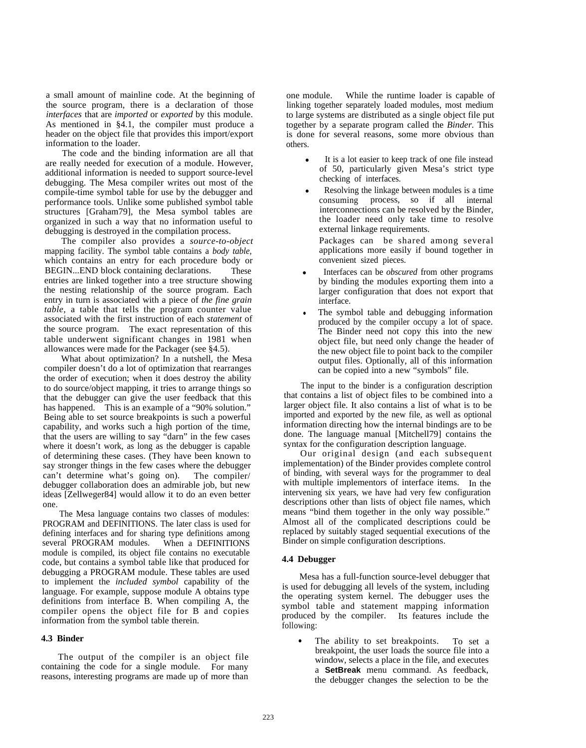a small amount of mainline code. At the beginning of the source program, there is a declaration of those *interfaces* that are *imported* or *exported* by this module. As mentioned in §4.1, the compiler must produce a header on the object file that provides this import/export information to the loader.

The code and the binding information are all that are really needed for execution of a module. However, additional information is needed to support source-level debugging. The Mesa compiler writes out most of the compile-time symbol table for use by the debugger and performance tools. Unlike some published symbol table structures [Graham79], the Mesa symbol tables are organized in such a way that no information useful to debugging is destroyed in the compilation process.

The compiler also provides a *source-to-object* mapping facility. The symbol table contains a *body table,* which contains an entry for each procedure body or BEGIN...END block containing declarations. These entries are linked together into a tree structure showing the nesting relationship of the source program. Each entry in turn is associated with a piece of *the fine grain table*, a table that tells the program counter value associated with the first instruction of each *statement* of the source program. The exact representation of this table underwent significant changes in 1981 when allowances were made for the Packager (see §4.5).

What about optimization? In a nutshell, the Mesa compiler doesn't do a lot of optimization that rearranges the order of execution; when it does destroy the ability to do source/object mapping, it tries to arrange things so that the debugger can give the user feedback that this has happened. This is an example of a "90% solution." Being able to set source breakpoints is such a powerful capability, and works such a high portion of the time, that the users are willing to say "darn" in the few cases where it doesn't work, as long as the debugger is capable of determining these cases. (They have been known to say stronger things in the few cases where the debugger can't determine what's going on). The compiler/ debugger collaboration does an admirable job, but new ideas [Zellweger84] would allow it to do an even better one.

The Mesa language contains two classes of modules: PROGRAM and DEFINITIONS. The later class is used for defining interfaces and for sharing type definitions among several PROGRAM modules. When a DEFINITIONS module is compiled, its object file contains no executable code, but contains a symbol table like that produced for debugging a PROGRAM module. These tables are used to implement the *included symbol* capability of the language. For example, suppose module A obtains type definitions from interface B. When compiling A, the compiler opens the object file for B and copies information from the symbol table therein.

### 4.3 Binder

The output of the compiler is an object file containing the code for a single module. For many reasons, interesting programs are made up of more than one module. While the runtime loader is capable of linking together separately loaded modules, most medium to large systems are distributed as a single object file put together by a separate program called the *Binder.* This is done for several reasons, some more obvious than others.

- It is a lot easier to keep track of one file instead of 50, particularly given Mesa's strict type checking of interfaces.
- Resolving the linkage between modules is a time consuming process, so if all internal interconnections can be resolved by the Binder, the loader need only take time to resolve external linkage requirements.

  Packages can be shared among several applications more easily if bound together in convenient sized pieces.
- Interfaces can be *obscured* from other programs by binding the modules exporting them into a larger configuration that does not export that interface.
- The symbol table and debugging information produced by the compiler occupy a lot of space. The Binder need not copy this into the new object file, but need only change the header of the new object file to point back to the compiler output files. Optionally, all of this information can be copied into a new "symbols" file.

The input to the binder is a configuration description that contains a list of object files to be combined into a larger object file. It also contains a list of what is to be imported and exported by the new file, as well as optional information directing how the internal bindings are to be done. The language manual [Mitchell79] contains the syntax for the configuration description language.

Our original design (and each subsequent implementation) of the Binder provides complete control of binding, with several ways for the programmer to deal with multiple implementors of interface items. In the intervening six years, we have had very few configuration descriptions other than lists of object file names, which means "bind them together in the only way possible." Almost all of the complicated descriptions could be replaced by suitably staged sequential executions of the Binder on simple configuration descriptions.

### 4.4 Debugger

Mesa has a full-function source-level debugger that is used for debugging all levels of the system, including the operating system kernel. The debugger uses the symbol table and statement mapping information produced by the compiler. Its features include the following:

- The ability to set breakpoints. To set a breakpoint, the user loads the source file into a window, selects a place in the file, and executes a **SetBreak** menu command. As feedback, the debugger changes the selection to be the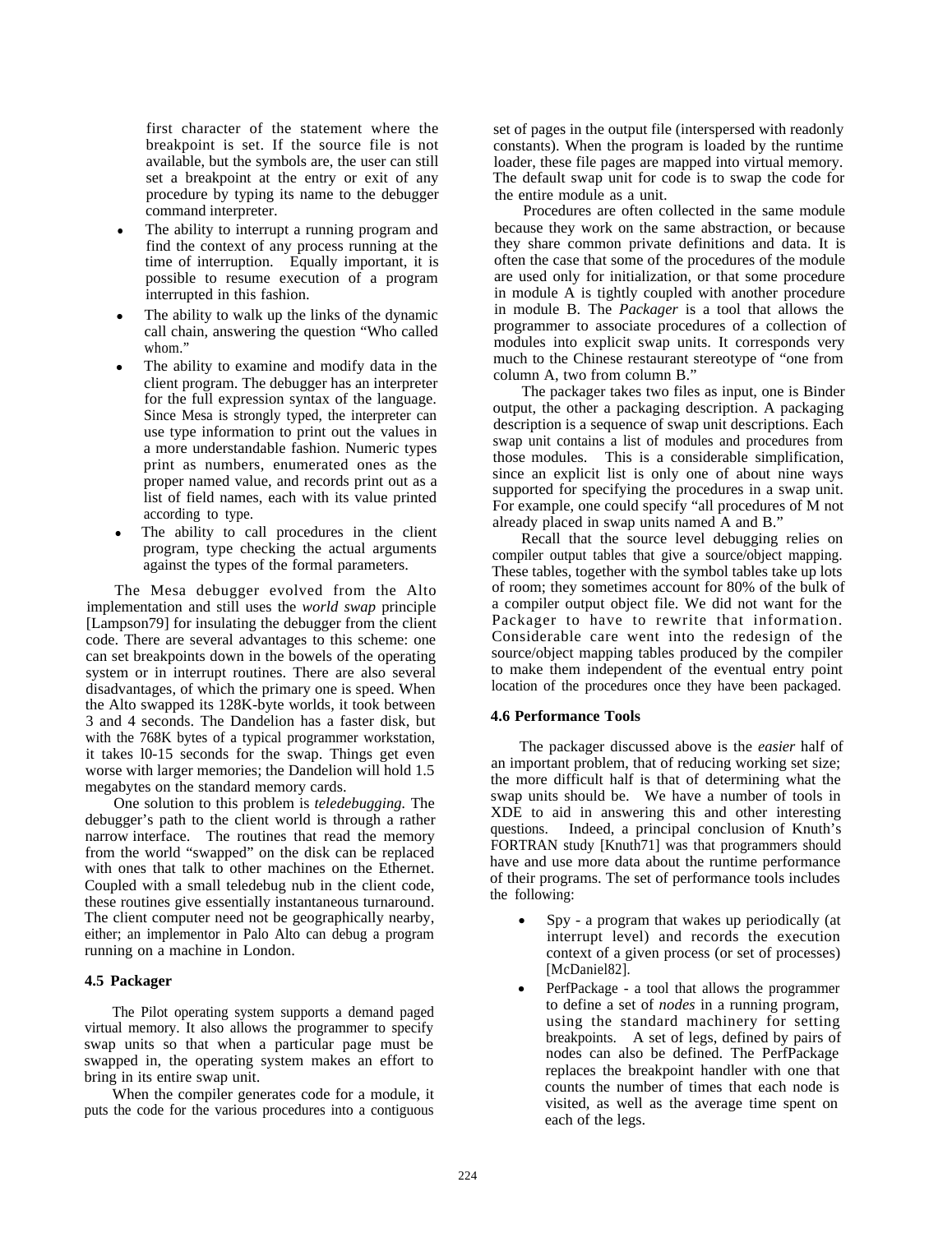first character of the statement where the breakpoint is set. If the source file is not available, but the symbols are, the user can still set a breakpoint at the entry or exit of any procedure by typing its name to the debugger command interpreter.

- The ability to interrupt a running program and find the context of any process running at the time of interruption. Equally important, it is possible to resume execution of a program interrupted in this fashion.
- The ability to walk up the links of the dynamic call chain, answering the question "Who called whom."
- The ability to examine and modify data in the client program. The debugger has an interpreter for the full expression syntax of the language. Since Mesa is strongly typed, the interpreter can use type information to print out the values in a more understandable fashion. Numeric types print as numbers, enumerated ones as the proper named value, and records print out as a list of field names, each with its value printed according to type.
- The ability to call procedures in the client program, type checking the actual arguments against the types of the formal parameters.

The Mesa debugger evolved from the Alto implementation and still uses the *world swap* principle [Lampson79] for insulating the debugger from the client code. There are several advantages to this scheme: one can set breakpoints down in the bowels of the operating system or in interrupt routines. There are also several disadvantages, of which the primary one is speed. When the Alto swapped its 128K-byte worlds, it took between 3 and 4 seconds. The Dandelion has a faster disk, but with the 768K bytes of a typical programmer workstation, it takes l0-15 seconds for the swap. Things get even worse with larger memories; the Dandelion will hold 1.5 megabytes on the standard memory cards.

One solution to this problem is *teledebugging.* The debugger's path to the client world is through a rather narrow interface. The routines that read the memory from the world "swapped" on the disk can be replaced with ones that talk to other machines on the Ethernet. Coupled with a small teledebug nub in the client code, these routines give essentially instantaneous turnaround. The client computer need not be geographically nearby, either; an implementor in Palo Alto can debug a program running on a machine in London.

### 4.5 Packager

The Pilot operating system supports a demand paged virtual memory. It also allows the programmer to specify swap units so that when a particular page must be swapped in, the operating system makes an effort to bring in its entire swap unit.

When the compiler generates code for a module, it puts the code for the various procedures into a contiguous set of pages in the output file (interspersed with readonly constants). When the program is loaded by the runtime loader, these file pages are mapped into virtual memory. The default swap unit for code is to swap the code for the entire module as a unit.

Procedures are often collected in the same module because they work on the same abstraction, or because they share common private definitions and data. It is often the case that some of the procedures of the module are used only for initialization, or that some procedure in module A is tightly coupled with another procedure in module B. The *Packager* is a tool that allows the programmer to associate procedures of a collection of modules into explicit swap units. It corresponds very much to the Chinese restaurant stereotype of "one from column A, two from column B."

The packager takes two files as input, one is Binder output, the other a packaging description. A packaging description is a sequence of swap unit descriptions. Each swap unit contains a list of modules and procedures from those modules. This is a considerable simplification, since an explicit list is only one of about nine ways supported for specifying the procedures in a swap unit. For example, one could specify "all procedures of M not already placed in swap units named A and B."

Recall that the source level debugging relies on compiler output tables that give a source/object mapping. These tables, together with the symbol tables take up lots of room; they sometimes account for 80% of the bulk of a compiler output object file. We did not want for the Packager to have to rewrite that information. Considerable care went into the redesign of the source/object mapping tables produced by the compiler to make them independent of the eventual entry point location of the procedures once they have been packaged.

### 4.6 Performance Tools

The packager discussed above is the *easier* half of an important problem, that of reducing working set size; the more difficult half is that of determining what the swap units should be. We have a number of tools in XDE to aid in answering this and other interesting questions. Indeed, a principal conclusion of Knuth's FORTRAN study [Knuth71] was that programmers should have and use more data about the runtime performance of their programs. The set of performance tools includes the following:

- Spy - a program that wakes up periodically (at interrupt level) and records the execution context of a given process (or set of processes) [McDaniel82].
- PerfPackage - a tool that allows the programmer to define a set of *nodes* in a running program, using the standard machinery for setting breakpoints. A set of legs, defined by pairs of nodes can also be defined. The PerfPackage replaces the breakpoint handler with one that counts the number of times that each node is visited, as well as the average time spent on each of the legs.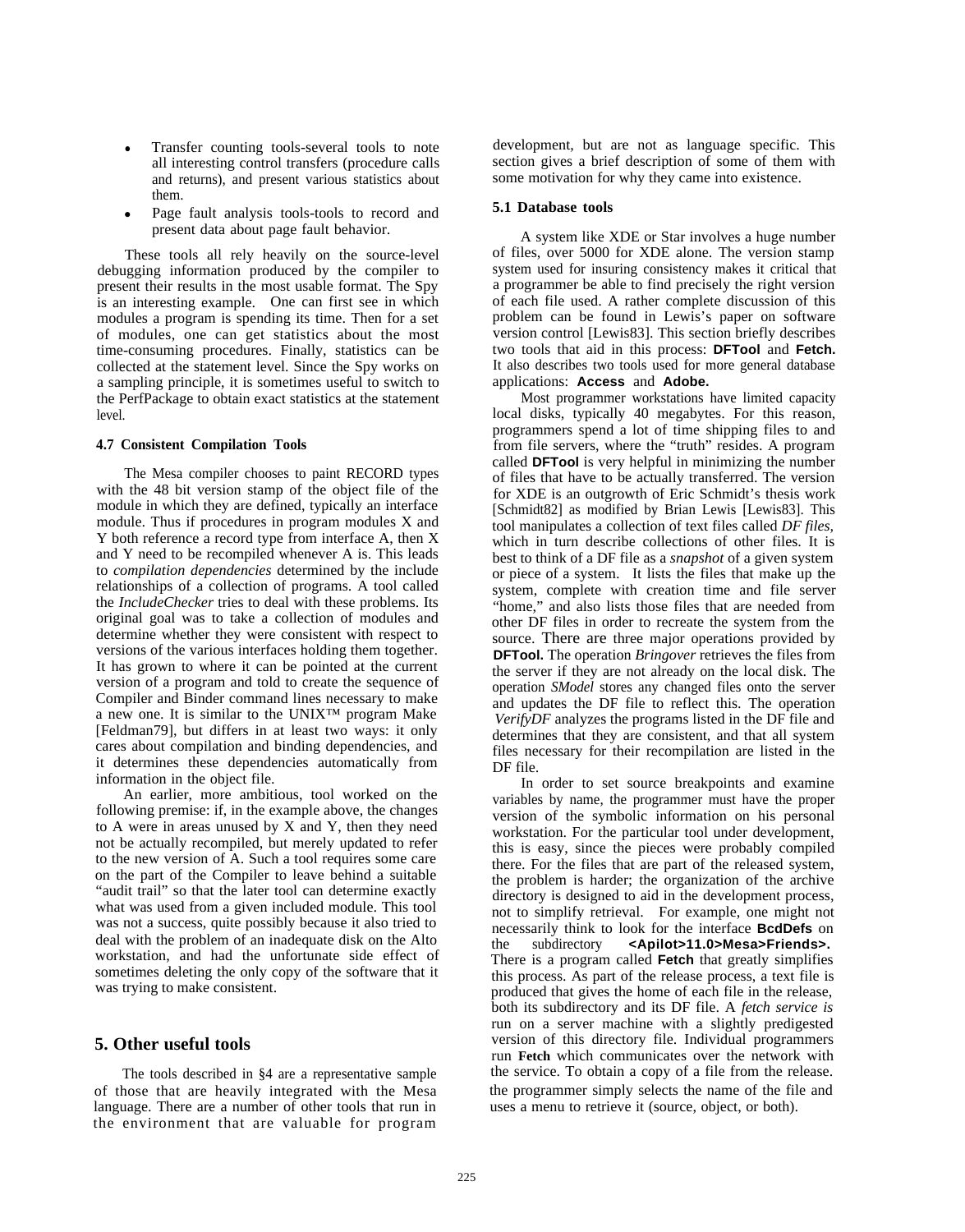- Transfer counting tools-several tools to note all interesting control transfers (procedure calls and returns), and present various statistics about them.
- Page fault analysis tools-tools to record and present data about page fault behavior.

These tools all rely heavily on the source-level debugging information produced by the compiler to present their results in the most usable format. The Spy is an interesting example. One can first see in which modules a program is spending its time. Then for a set of modules, one can get statistics about the most time-consuming procedures. Finally, statistics can be collected at the statement level. Since the Spy works on a sampling principle, it is sometimes useful to switch to the PerfPackage to obtain exact statistics at the statement level.

### 4.7 Consistent Compilation Tools

The Mesa compiler chooses to paint RECORD types with the 48 bit version stamp of the object file of the module in which they are defined, typically an interface module. Thus if procedures in program modules X and Y both reference a record type from interface A, then X and Y need to be recompiled whenever A is. This leads to *compilation dependencies* determined by the include relationships of a collection of programs. A tool called the *IncludeChecker* tries to deal with these problems. Its original goal was to take a collection of modules and determine whether they were consistent with respect to versions of the various interfaces holding them together. It has grown to where it can be pointed at the current version of a program and told to create the sequence of Compiler and Binder command lines necessary to make a new one. It is similar to the UNIX™ program Make [Feldman79], but differs in at least two ways: it only cares about compilation and binding dependencies, and it determines these dependencies automatically from information in the object file.

An earlier, more ambitious, tool worked on the following premise: if, in the example above, the changes to A were in areas unused by X and Y, then they need not be actually recompiled, but merely updated to refer to the new version of A. Such a tool requires some care on the part of the Compiler to leave behind a suitable "audit trail" so that the later tool can determine exactly what was used from a given included module. This tool was not a success, quite possibly because it also tried to deal with the problem of an inadequate disk on the Alto workstation, and had the unfortunate side effect of sometimes deleting the only copy of the software that it was trying to make consistent.

## 5. Other useful tools

The tools described in §4 are a representative sample of those that are heavily integrated with the Mesa language. There are a number of other tools that run in the environment that are valuable for program development, but are not as language specific. This section gives a brief description of some of them with some motivation for why they came into existence.

### 5.1 Database tools

A system like XDE or Star involves a huge number of files, over 5000 for XDE alone. The version stamp system used for insuring consistency makes it critical that a programmer be able to find precisely the right version of each file used. A rather complete discussion of this problem can be found in Lewis's paper on software version control [Lewis83]. This section briefly describes two tools that aid in this process: **DFTool** and **Fetch.** It also describes two tools used for more general database applications: **Access** and **Adobe.**

Most programmer workstations have limited capacity local disks, typically 40 megabytes. For this reason, programmers spend a lot of time shipping files to and from file servers, where the "truth" resides. A program called **DFTool** is very helpful in minimizing the number of files that have to be actually transferred. The version for XDE is an outgrowth of Eric Schmidt's thesis work [Schmidt82] as modified by Brian Lewis [Lewis83]. This tool manipulates a collection of text files called *DF files,* which in turn describe collections of other files. It is best to think of a DF file as a *snapshot* of a given system or piece of a system. It lists the files that make up the system, complete with creation time and file server "home," and also lists those files that are needed from other DF files in order to recreate the system from the source. There are three major operations provided by **DFTool.** The operation *Bringover* retrieves the files from the server if they are not already on the local disk. The operation *SModel* stores any changed files onto the server and updates the DF file to reflect this. The operation *VerifyDF* analyzes the programs listed in the DF file and determines that they are consistent, and that all system files necessary for their recompilation are listed in the DF file.

In order to set source breakpoints and examine variables by name, the programmer must have the proper version of the symbolic information on his personal workstation. For the particular tool under development, this is easy, since the pieces were probably compiled there. For the files that are part of the released system, the problem is harder; the organization of the archive directory is designed to aid in the development process, not to simplify retrieval. For example, one might not necessarily think to look for the interface **BcdDefs** on the subdirectory **<Apilot>11.0>Mesa>Friends>.** There is a program called **Fetch** that greatly simplifies this process. As part of the release process, a text file is produced that gives the home of each file in the release, both its subdirectory and its DF file. A *fetch service is* run on a server machine with a slightly predigested version of this directory file. Individual programmers run **Fetch** which communicates over the network with the service. To obtain a copy of a file from the release. the programmer simply selects the name of the file and uses a menu to retrieve it (source, object, or both).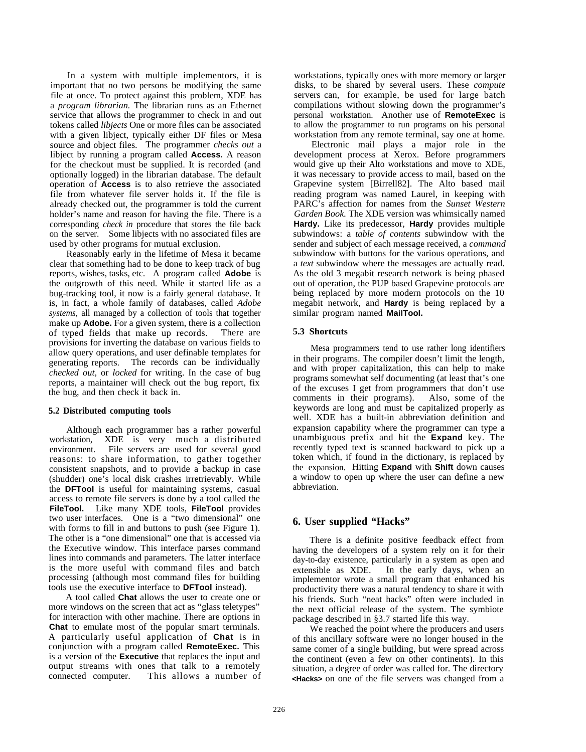In a system with multiple implementors, it is important that no two persons be modifying the same file at once. To protect against this problem, XDE has a *program librarian.* The librarian runs as an Ethernet service that allows the programmer to check in and out tokens called *libjects* One or more files can be associated with a given libject, typically either DF files or Mesa source and object files. The programmer *checks out* a libject by running a program called **Access.** A reason for the checkout must be supplied. It is recorded (and optionally logged) in the librarian database. The default operation of **Access** is to also retrieve the associated file from whatever file server holds it. If the file is already checked out, the programmer is told the current holder's name and reason for having the file. There is a corresponding *check in* procedure that stores the file back on the server. Some libjects with no associated files are used by other programs for mutual exclusion.

Reasonably early in the lifetime of Mesa it became clear that something had to be done to keep track of bug reports, wishes, tasks, etc. A program called **Adobe** is the outgrowth of this need. While it started life as a bug-tracking tool, it now is a fairly general database. It is, in fact, a whole family of databases, called *Adobe systems,* all managed by a collection of tools that together make up **Adobe.** For a given system, there is a collection of typed fields that make up records. There are provisions for inverting the database on various fields to allow query operations, and user definable templates for generating reports. The records can be individually *checked out,* or *locked* for writing. In the case of bug reports, a maintainer will check out the bug report, fix the bug, and then check it back in.

### 5.2 Distributed computing tools

Although each programmer has a rather powerful workstation, XDE is very much a distributed environment. File servers are used for several good reasons: to share information, to gather together consistent snapshots, and to provide a backup in case (shudder) one's local disk crashes irretrievably. While the **DFTool** is useful for maintaining systems, casual access to remote file servers is done by a tool called the **FileTool.** Like many XDE tools, **FileTool** provides two user interfaces. One is a "two dimensional" one with forms to fill in and buttons to push (see Figure 1). The other is a "one dimensional" one that is accessed via the Executive window. This interface parses command lines into commands and parameters. The latter interface is the more useful with command files and batch processing (although most command files for building tools use the executive interface to **DFTool** instead).

A tool called **Chat** allows the user to create one or more windows on the screen that act as "glass teletypes" for interaction with other machine. There are options in **Chat** to emulate most of the popular smart terminals. A particularly useful application of **Chat** is in conjunction with a program called **RemoteExec.** This is a version of the **Executive** that replaces the input and output streams with ones that talk to a remotely connected computer. This allows a number of workstations, typically ones with more memory or larger disks, to be shared by several users. These *compute* servers can, for example, be used for large batch compilations without slowing down the programmer's personal workstation. Another use of **RemoteExec** is to allow the programmer to run programs on his personal workstation from any remote terminal, say one at home.

Electronic mail plays a major role in the development process at Xerox. Before programmers would give up their Alto workstations and move to XDE, it was necessary to provide access to mail, based on the Grapevine system [Birrell82]. The Alto based mail reading program was named Laurel, in keeping with PARC's affection for names from the *Sunset Western Garden Book.* The XDE version was whimsically named **Hardy.** Like its predecessor, **Hardy** provides multiple subwindows: a *table of contents* subwindow with the sender and subject of each message received, a *command* subwindow with buttons for the various operations, and a *text* subwindow where the messages are actually read. As the old 3 megabit research network is being phased out of operation, the PUP based Grapevine protocols are being replaced by more modern protocols on the 10 megabit network, and **Hardy** is being replaced by a similar program named **MailTool.**

### 5.3 Shortcuts

Mesa programmers tend to use rather long identifiers in their programs. The compiler doesn't limit the length, and with proper capitalization, this can help to make programs somewhat self documenting (at least that's one of the excuses I get from programmers that don't use comments in their programs). Also, some of the keywords are long and must be capitalized properly as well. XDE has a built-in abbreviation definition and expansion capability where the programmer can type a unambiguous prefix and hit the **Expand** key. The recently typed text is scanned backward to pick up a token which, if found in the dictionary, is replaced by the expansion. Hitting **Expand** with **Shift** down causes a window to open up where the user can define a new abbreviation.

## 6. User supplied "Hacks"

There is a definite positive feedback effect from having the developers of a system rely on it for their day-to-day existence, particularly in a system as open and extensible as XDE. In the early days, when an implementor wrote a small program that enhanced his productivity there was a natural tendency to share it with his friends. Such "neat hacks" often were included in the next official release of the system. The symbiote package described in §3.7 started life this way.

We reached the point where the producers and users of this ancillary software were no longer housed in the same comer of a single building, but were spread across the continent (even a few on other continents). In this situation, a degree of order was called for. The directory **<Hacks>** on one of the file servers was changed from a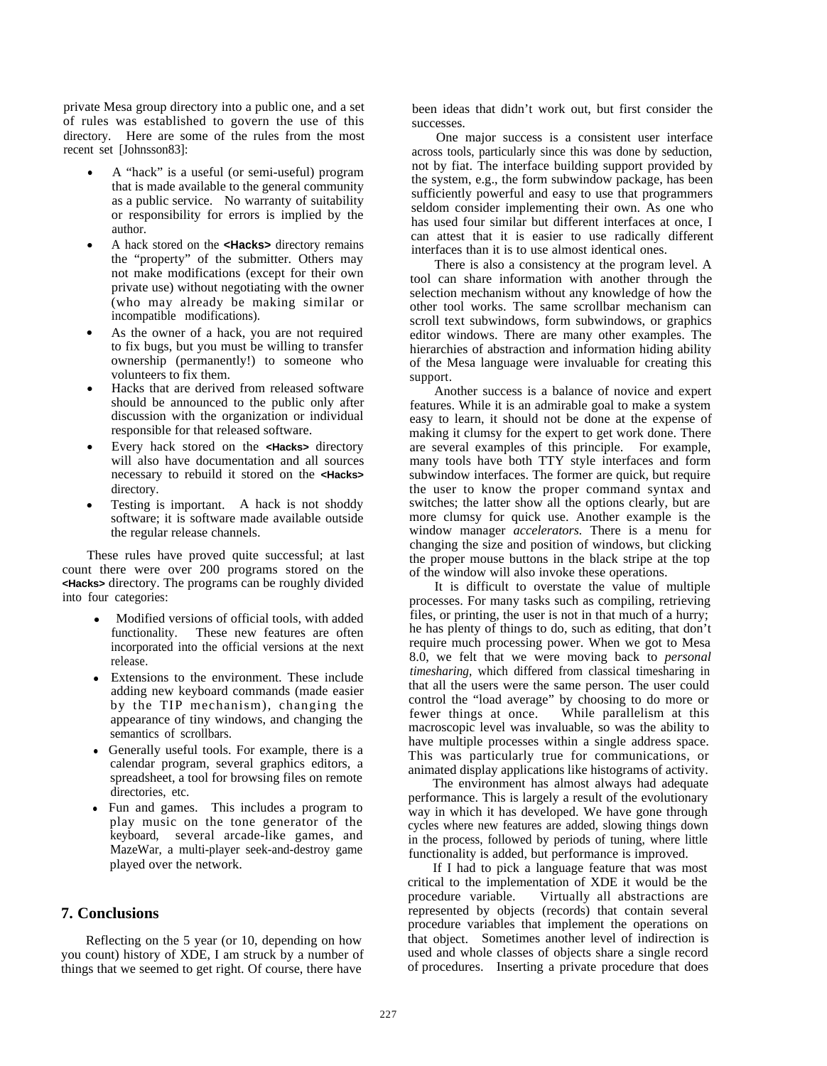private Mesa group directory into a public one, and a set of rules was established to govern the use of this directory. Here are some of the rules from the most recent set [Johnsson83]:

- A "hack" is a useful (or semi-useful) program that is made available to the general community as a public service. No warranty of suitability or responsibility for errors is implied by the author.
- A hack stored on the **<Hacks>** directory remains the "property" of the submitter. Others may not make modifications (except for their own private use) without negotiating with the owner (who may already be making similar or incompatible modifications).
- As the owner of a hack, you are not required to fix bugs, but you must be willing to transfer ownership (permanently!) to someone who volunteers to fix them.
- Hacks that are derived from released software should be announced to the public only after discussion with the organization or individual responsible for that released software.
- Every hack stored on the **<Hacks>** directory will also have documentation and all sources necessary to rebuild it stored on the **<Hacks>** directory.
- Testing is important. A hack is not shoddy software; it is software made available outside the regular release channels.

These rules have proved quite successful; at last count there were over 200 programs stored on the **<Hacks>** directory. The programs can be roughly divided into four categories:

- Modified versions of official tools, with added functionality. These new features are often incorporated into the official versions at the next release.
- Extensions to the environment. These include adding new keyboard commands (made easier by the TIP mechanism), changing the appearance of tiny windows, and changing the semantics of scrollbars.
- Generally useful tools. For example, there is a calendar program, several graphics editors, a spreadsheet, a tool for browsing files on remote directories, etc.
- Fun and games. This includes a program to play music on the tone generator of the keyboard, several arcade-like games, and MazeWar, a multi-player seek-and-destroy game played over the network.

## 7. Conclusions

Reflecting on the 5 year (or 10, depending on how you count) history of XDE, I am struck by a number of things that we seemed to get right. Of course, there have been ideas that didn't work out, but first consider the successes.

One major success is a consistent user interface across tools, particularly since this was done by seduction, not by fiat. The interface building support provided by the system, e.g., the form subwindow package, has been sufficiently powerful and easy to use that programmers seldom consider implementing their own. As one who has used four similar but different interfaces at once, I can attest that it is easier to use radically different interfaces than it is to use almost identical ones.

There is also a consistency at the program level. A tool can share information with another through the selection mechanism without any knowledge of how the other tool works. The same scrollbar mechanism can scroll text subwindows, form subwindows, or graphics editor windows. There are many other examples. The hierarchies of abstraction and information hiding ability of the Mesa language were invaluable for creating this support.

Another success is a balance of novice and expert features. While it is an admirable goal to make a system easy to learn, it should not be done at the expense of making it clumsy for the expert to get work done. There are several examples of this principle. For example, many tools have both TTY style interfaces and form subwindow interfaces. The former are quick, but require the user to know the proper command syntax and switches; the latter show all the options clearly, but are more clumsy for quick use. Another example is the window manager *accelerators.* There is a menu for changing the size and position of windows, but clicking the proper mouse buttons in the black stripe at the top of the window will also invoke these operations.

It is difficult to overstate the value of multiple processes. For many tasks such as compiling, retrieving files, or printing, the user is not in that much of a hurry; he has plenty of things to do, such as editing, that don't require much processing power. When we got to Mesa 8.0, we felt that we were moving back to *personal timesharing*, which differed from classical timesharing in that all the users were the same person. The user could control the "load average" by choosing to do more or fewer things at once. While parallelism at this macroscopic level was invaluable, so was the ability to have multiple processes within a single address space. This was particularly true for communications, or animated display applications like histograms of activity.

The environment has almost always had adequate performance. This is largely a result of the evolutionary way in which it has developed. We have gone through cycles where new features are added, slowing things down in the process, followed by periods of tuning, where little functionality is added, but performance is improved.

If I had to pick a language feature that was most critical to the implementation of XDE it would be the procedure variable. Virtually all abstractions are represented by objects (records) that contain several procedure variables that implement the operations on that object. Sometimes another level of indirection is used and whole classes of objects share a single record of procedures. Inserting a private procedure that does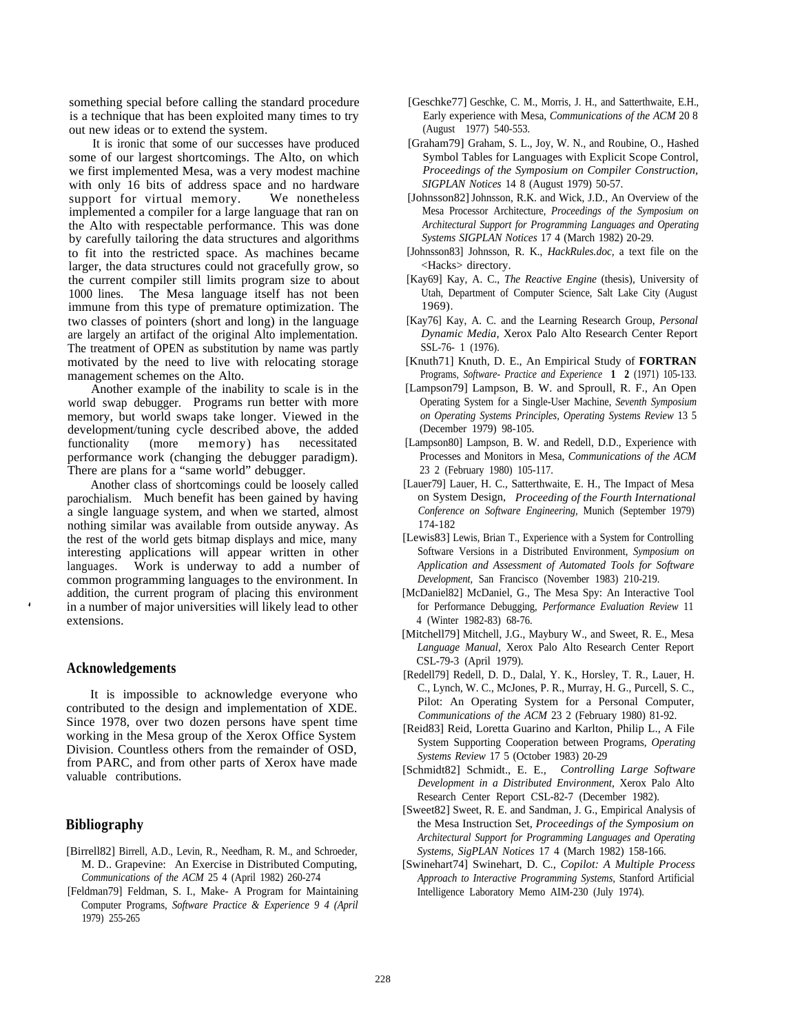something special before calling the standard procedure is a technique that has been exploited many times to try out new ideas or to extend the system.

It is ironic that some of our successes have produced some of our largest shortcomings. The Alto, on which we first implemented Mesa, was a very modest machine with only 16 bits of address space and no hardware support for virtual memory. We nonetheless implemented a compiler for a large language that ran on the Alto with respectable performance. This was done by carefully tailoring the data structures and algorithms to fit into the restricted space. As machines became larger, the data structures could not gracefully grow, so the current compiler still limits program size to about 1000 lines. The Mesa language itself has not been immune from this type of premature optimization. The two classes of pointers (short and long) in the language are largely an artifact of the original Alto implementation. The treatment of OPEN as substitution by name was partly motivated by the need to live with relocating storage management schemes on the Alto.

Another example of the inability to scale is in the world swap debugger. Programs run better with more memory, but world swaps take longer. Viewed in the development/tuning cycle described above, the added functionality (more memory) has necessitated performance work (changing the debugger paradigm). There are plans for a "same world" debugger.

Another class of shortcomings could be loosely called parochialism. Much benefit has been gained by having a single language system, and when we started, almost nothing similar was available from outside anyway. As the rest of the world gets bitmap displays and mice, many interesting applications will appear written in other languages. Work is underway to add a number of common programming languages to the environment. In addition, the current program of placing this environment in a number of major universities will likely lead to other extensions.

## Acknowledgements

It is impossible to acknowledge everyone who contributed to the design and implementation of XDE. Since 1978, over two dozen persons have spent time working in the Mesa group of the Xerox Office System Division. Countless others from the remainder of OSD, from PARC, and from other parts of Xerox have made valuable contributions.

## Bibliography

[Birrell82] Birrell, A.D., Levin, R., Needham, R. M., and Schroeder, M. D.. Grapevine: An Exercise in Distributed Computing, *Communications of the ACM* 25 4 (April 1982) 260-274

[Feldman79] Feldman, S. I., Make- A Program for Maintaining Computer Programs, *Software Practice & Experience 9 4 (April* 1979) 255-265

[Geschke77] Geschke, C. M., Morris, J. H., and Satterthwaite, E.H., Early experience with Mesa, *Communications of the ACM* 20 8 (August 1977) 540-553.

[Graham79] Graham, S. L., Joy, W. N., and Roubine, O., Hashed Symbol Tables for Languages with Explicit Scope Control, *Proceedings of the Symposium on Compiler Construction, SIGPLAN Notices* 14 8 (August 1979) 50-57.

[Johnsson82] Johnsson, R.K. and Wick, J.D., An Overview of the Mesa Processor Architecture, *Proceedings of the Symposium on Architectural Support for Programming Languages and Operating Systems SIGPLAN Notices* 17 4 (March 1982) 20-29.

[Johnsson83] Johnsson, R. K., *HackRules.doc,* a text file on the <Hacks> directory.

[Kay69] Kay, A. C., *The Reactive Engine* (thesis), University of Utah, Department of Computer Science, Salt Lake City (August 1969).

[Kay76] Kay, A. C. and the Learning Research Group, *Personal Dynamic Media,* Xerox Palo Alto Research Center Report SSL-76- 1 (1976).

[Knuth71] Knuth, D. E., An Empirical Study of **FORTRAN** Programs, *Software- Practice and Experience* **1 2** (1971) 105-133.

[Lampson79] Lampson, B. W. and Sproull, R. F., An Open Operating System for a Single-User Machine, *Seventh Symposium on Operating Systems Principles, Operating Systems Review* 13 5 (December 1979) 98-105.

[Lampson80] Lampson, B. W. and Redell, D.D., Experience with Processes and Monitors in Mesa, *Communications of the ACM* 23 2 (February 1980) 105-117.

[Lauer79] Lauer, H. C., Satterthwaite, E. H., The Impact of Mesa on System Design, *Proceeding of the Fourth International Conference on Software Engineering,* Munich (September 1979) 174-182

[Lewis83] Lewis, Brian T., Experience with a System for Controlling Software Versions in a Distributed Environment, *Symposium on Application and Assessment of Automated Tools for Software Development,* San Francisco (November 1983) 210-219.

[McDaniel82] McDaniel, G., The Mesa Spy: An Interactive Tool for Performance Debugging, *Performance Evaluation Review* 11 4 (Winter 1982-83) 68-76.

[Mitchell79] Mitchell, J.G., Maybury W., and Sweet, R. E., Mesa *Language Manual,* Xerox Palo Alto Research Center Report CSL-79-3 (April 1979).

[Redell79] Redell, D. D., Dalal, Y. K., Horsley, T. R., Lauer, H. C., Lynch, W. C., McJones, P. R., Murray, H. G., Purcell, S. C., Pilot: An Operating System for a Personal Computer, *Communications of the ACM* 23 2 (February 1980) 81-92.

[Reid83] Reid, Loretta Guarino and Karlton, Philip L., A File System Supporting Cooperation between Programs, *Operating Systems Review* 17 5 (October 1983) 20-29

[Schmidt82] Schmidt., E. E., *Controlling Large Software Development in a Distributed Environment,* Xerox Palo Alto Research Center Report CSL-82-7 (December 1982).

[Sweet82] Sweet, R. E. and Sandman, J. G., Empirical Analysis of the Mesa Instruction Set, *Proceedings of the Symposium on Architectural Support for Programming Languages and Operating Systems, SigPLAN Notices* 17 4 (March 1982) 158-166.

[Swinehart74] Swinehart, D. C., *Copilot: A Multiple Process Approach to Interactive Programming Systems,* Stanford Artificial Intelligence Laboratory Memo AIM-230 (July 1974).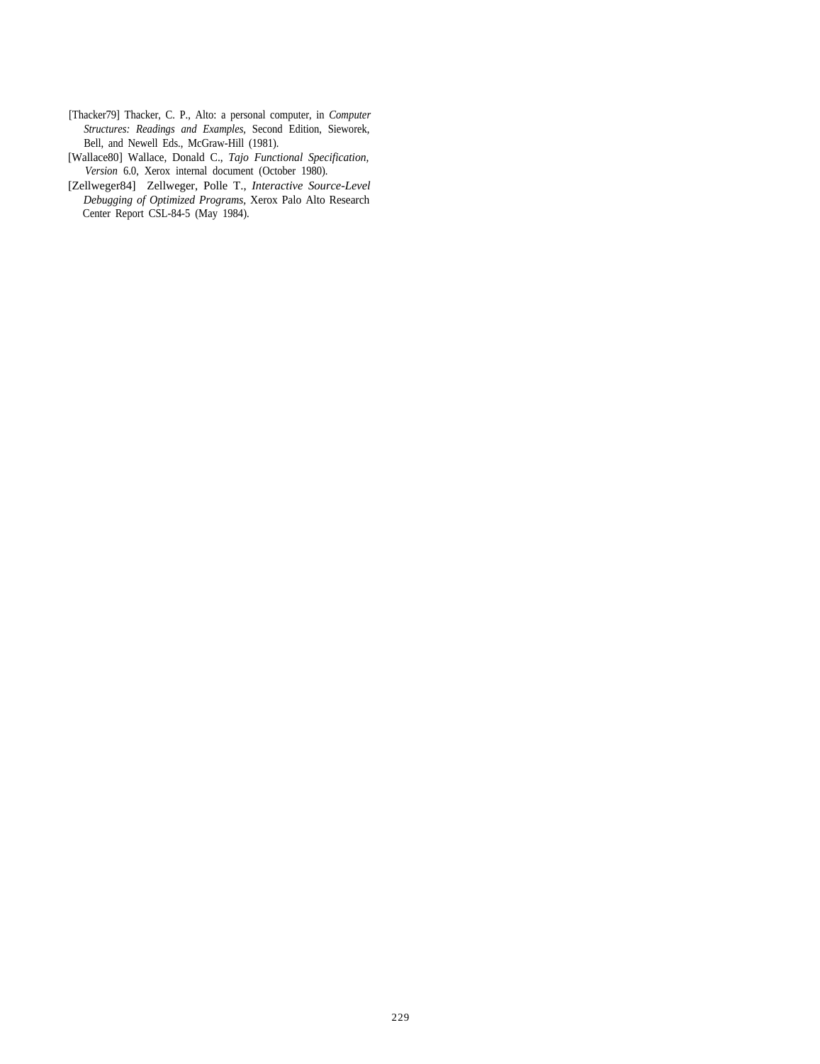[Thacker79] Thacker, C. P., Alto: a personal computer, in *Computer Structures: Readings and Examples*, Second Edition, Sieworek, Bell, and Newell Eds., McGraw-Hill (1981).

[Wallace80] Wallace, Donald C., *Tajo Functional Specification, Version* 6.0, Xerox internal document (October 1980).

[Zellweger84] Zellweger, Polle T., *Interactive Source-Level Debugging of Optimized Programs*, Xerox Palo Alto Research Center Report CSL-84-5 (May 1984).